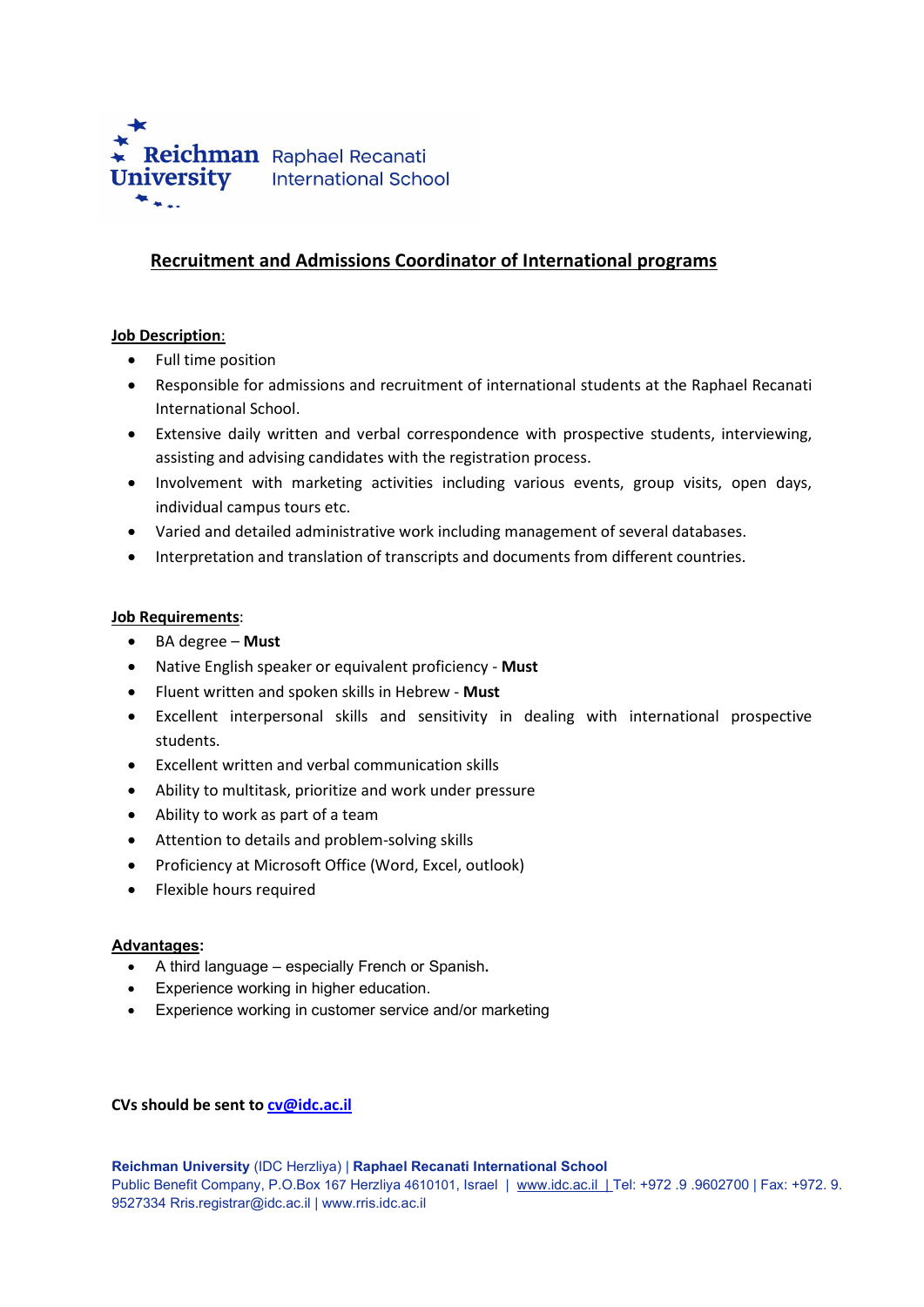Reichman University Raphael Recanati International School

# Recruitment and Admissions Coordinator of International programs

**Job Description**:

- Full time position
- Responsible for admissions and recruitment of international students at the Raphael Recanati International School.
- Extensive daily written and verbal correspondence with prospective students, interviewing, assisting and advising candidates with the registration process.
- Involvement with marketing activities including various events, group visits, open days, individual campus tours etc.
- Varied and detailed administrative work including management of several databases.
- Interpretation and translation of transcripts and documents from different countries.

**Job Requirements**:

- BA degree – **Must**
- Native English speaker or equivalent proficiency - **Must**
- Fluent written and spoken skills in Hebrew - **Must**
- Excellent interpersonal skills and sensitivity in dealing with international prospective students.
- Excellent written and verbal communication skills
- Ability to multitask, prioritize and work under pressure
- Ability to work as part of a team
- Attention to details and problem-solving skills
- Proficiency at Microsoft Office (Word, Excel, outlook)
- Flexible hours required

**Advantages**:

- A third language – especially French or Spanish**.**
- Experience working in higher education.
- Experience working in customer service and/or marketing

**CVs should be sent to cv@idc.ac.il**

**Reichman University** (IDC Herzliya) | **Raphael Recanati International School**
Public Benefit Company, P.O.Box 167 Herzliya 4610101, Israel | www.idc.ac.il | Tel: +972 .9 .9602700 | Fax: +972. 9. 9527334 Rris.registrar@idc.ac.il | www.rris.idc.ac.il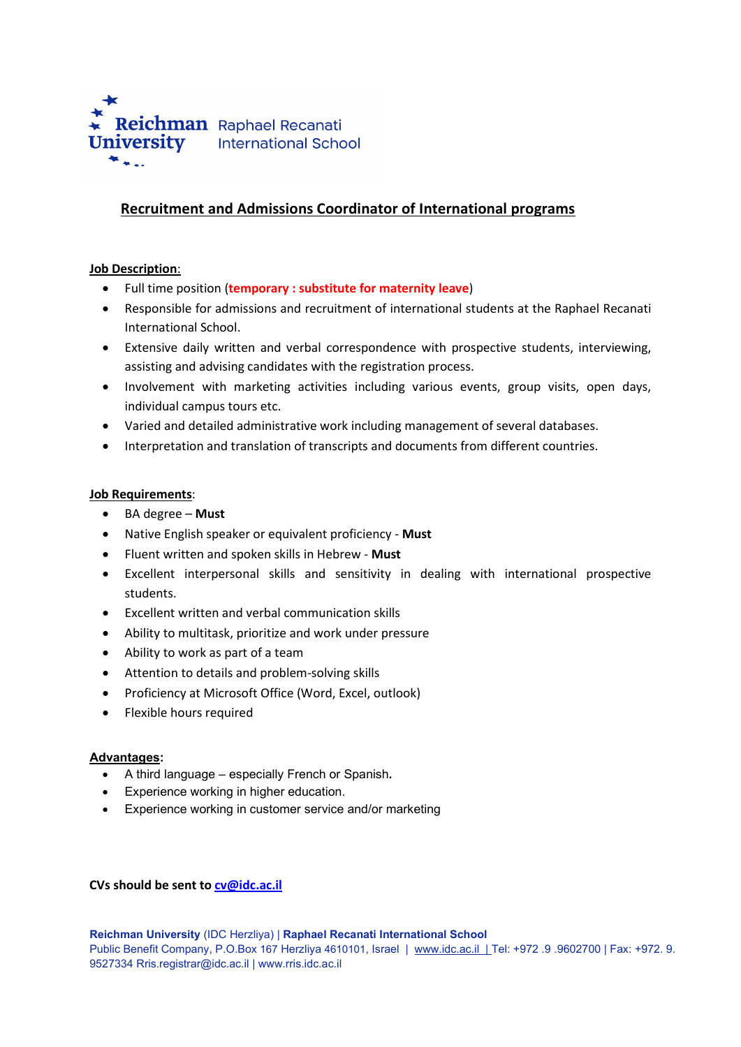Reichman University Raphael Recanati International School

## Recruitment and Admissions Coordinator of International programs

**Job Description**:

- Full time position (**temporary : substitute for maternity leave**)
- Responsible for admissions and recruitment of international students at the Raphael Recanati International School.
- Extensive daily written and verbal correspondence with prospective students, interviewing, assisting and advising candidates with the registration process.
- Involvement with marketing activities including various events, group visits, open days, individual campus tours etc.
- Varied and detailed administrative work including management of several databases.
- Interpretation and translation of transcripts and documents from different countries.

**Job Requirements**:

- BA degree – **Must**
- Native English speaker or equivalent proficiency - **Must**
- Fluent written and spoken skills in Hebrew - **Must**
- Excellent interpersonal skills and sensitivity in dealing with international prospective students.
- Excellent written and verbal communication skills
- Ability to multitask, prioritize and work under pressure
- Ability to work as part of a team
- Attention to details and problem-solving skills
- Proficiency at Microsoft Office (Word, Excel, outlook)
- Flexible hours required

**Advantages**:

- A third language – especially French or Spanish.
- Experience working in higher education.
- Experience working in customer service and/or marketing

**CVs should be sent to cv@idc.ac.il**

**Reichman University** (IDC Herzliya) | **Raphael Recanati International School**
Public Benefit Company, P.O.Box 167 Herzliya 4610101, Israel | www.idc.ac.il | Tel: +972 .9 .9602700 | Fax: +972. 9. 9527334 Rris.registrar@idc.ac.il | www.rris.idc.ac.il